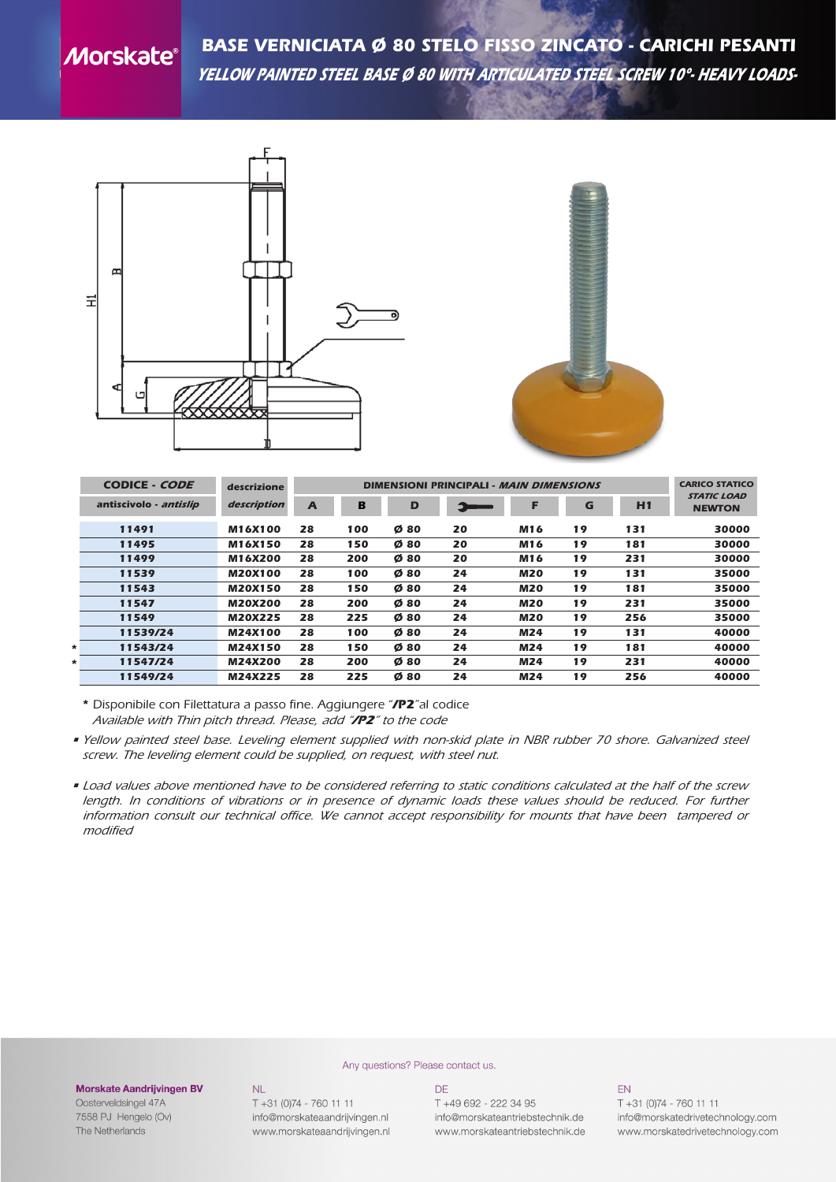# BASE VERNICIATA Ø 80 STELO FISSO ZINCATO - CARICHI PESANTI

## *YELLOW PAINTED STEEL BASE Ø 80 WITH ARTICULATED STEEL SCREW 10°- HEAVY LOADS-*

| CODICE - *CODE* | descrizione | DIMENSIONI PRINCIPALI - *MAIN DIMENSIONS* | | | | | | | CARICO STATICO *STATIC LOAD* |
|---|---|---|---|---|---|---|---|---|---|
| antiscivolo - *antislip* | *description* | A | B | D | (wrench) | F | G | H1 | NEWTON |
| 11491 | M16X100 | 28 | 100 | Ø 80 | 20 | M16 | 19 | 131 | 30000 |
| 11495 | M16X150 | 28 | 150 | Ø 80 | 20 | M16 | 19 | 181 | 30000 |
| 11499 | M16X200 | 28 | 200 | Ø 80 | 20 | M16 | 19 | 231 | 30000 |
| 11539 | M20X100 | 28 | 100 | Ø 80 | 24 | M20 | 19 | 131 | 35000 |
| 11543 | M20X150 | 28 | 150 | Ø 80 | 24 | M20 | 19 | 181 | 35000 |
| 11547 | M20X200 | 28 | 200 | Ø 80 | 24 | M20 | 19 | 231 | 35000 |
| 11549 | M20X225 | 28 | 225 | Ø 80 | 24 | M20 | 19 | 256 | 35000 |
| 11539/24 | M24X100 | 28 | 100 | Ø 80 | 24 | M24 | 19 | 131 | 40000 |
| * 11543/24 | M24X150 | 28 | 150 | Ø 80 | 24 | M24 | 19 | 181 | 40000 |
| * 11547/24 | M24X200 | 28 | 200 | Ø 80 | 24 | M24 | 19 | 231 | 40000 |
| 11549/24 | M24X225 | 28 | 225 | Ø 80 | 24 | M24 | 19 | 256 | 40000 |

\* Disponibile con Filettatura a passo fine. Aggiungere "**/P2**"al codice
*Available with Thin pitch thread. Please, add "**/P2**" to the code*

- *Yellow painted steel base. Leveling element supplied with non-skid plate in NBR rubber 70 shore. Galvanized steel screw. The leveling element could be supplied, on request, with steel nut.*

- *Load values above mentioned have to be considered referring to static conditions calculated at the half of the screw length. In conditions of vibrations or in presence of dynamic loads these values should be reduced. For further information consult our technical office. We cannot accept responsibility for mounts that have been tampered or modified*

Any questions? Please contact us.

**Morskate Aandrijvingen BV**
Oosterveldsingel 47A
7558 PJ Hengelo (Ov)
The Netherlands

NL
T +31 (0)74 - 760 11 11
info@morskateaandrijvingen.nl
www.morskateaandrijvingen.nl

DE
T +49 692 - 222 34 95
info@morskateantriebstechnik.de
www.morskateantriebstechnik.de

EN
T +31 (0)74 - 760 11 11
info@morskatedrivetechnology.com
www.morskatedrivetechnology.com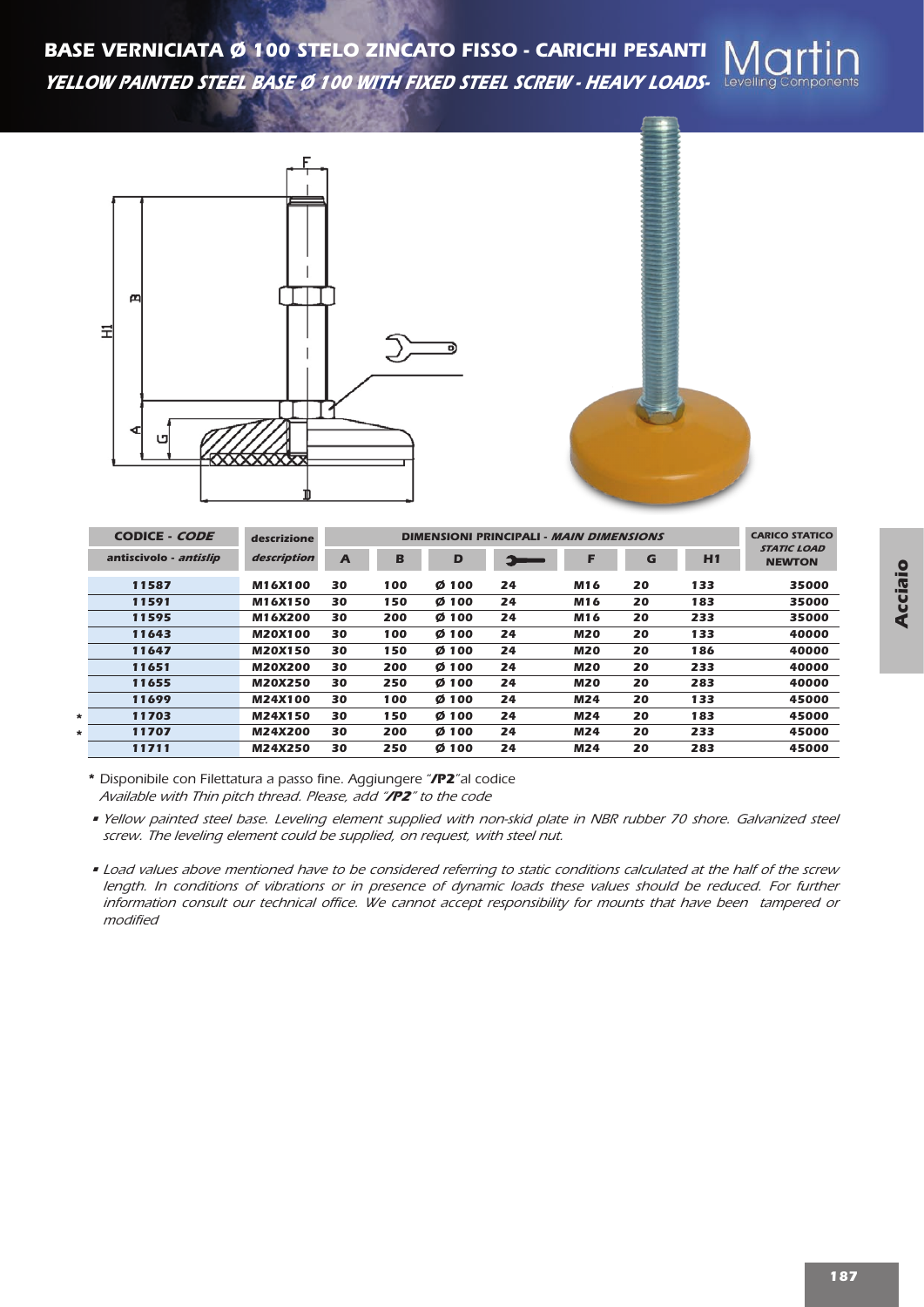# BASE VERNICIATA Ø 100 STELO ZINCATO FISSO - CARICHI PESANTI

## *YELLOW PAINTED STEEL BASE Ø 100 WITH FIXED STEEL SCREW - HEAVY LOADS-*

| CODICE - *CODE* antiscivolo - *antislip* | descrizione *description* | A | B | D | (chiave) | F | G | H1 | CARICO STATICO *STATIC LOAD* NEWTON |
|---|---|---|---|---|---|---|---|---|---|
| 11587 | M16X100 | 30 | 100 | Ø 100 | 24 | M16 | 20 | 133 | 35000 |
| 11591 | M16X150 | 30 | 150 | Ø 100 | 24 | M16 | 20 | 183 | 35000 |
| 11595 | M16X200 | 30 | 200 | Ø 100 | 24 | M16 | 20 | 233 | 35000 |
| 11643 | M20X100 | 30 | 100 | Ø 100 | 24 | M20 | 20 | 133 | 40000 |
| 11647 | M20X150 | 30 | 150 | Ø 100 | 24 | M20 | 20 | 186 | 40000 |
| 11651 | M20X200 | 30 | 200 | Ø 100 | 24 | M20 | 20 | 233 | 40000 |
| 11655 | M20X250 | 30 | 250 | Ø 100 | 24 | M20 | 20 | 283 | 40000 |
| 11699 | M24X100 | 30 | 100 | Ø 100 | 24 | M24 | 20 | 133 | 45000 |
| * 11703 | M24X150 | 30 | 150 | Ø 100 | 24 | M24 | 20 | 183 | 45000 |
| * 11707 | M24X200 | 30 | 200 | Ø 100 | 24 | M24 | 20 | 233 | 45000 |
| 11711 | M24X250 | 30 | 250 | Ø 100 | 24 | M24 | 20 | 283 | 45000 |

\* Disponibile con Filettatura a passo fine. Aggiungere "**/P2**"al codice
*Available with Thin pitch thread. Please, add "**/P2**" to the code*

- *Yellow painted steel base. Leveling element supplied with non-skid plate in NBR rubber 70 shore. Galvanized steel screw. The leveling element could be supplied, on request, with steel nut.*

- *Load values above mentioned have to be considered referring to static conditions calculated at the half of the screw length. In conditions of vibrations or in presence of dynamic loads these values should be reduced. For further information consult our technical office. We cannot accept responsibility for mounts that have been tampered or modified*

Acciaio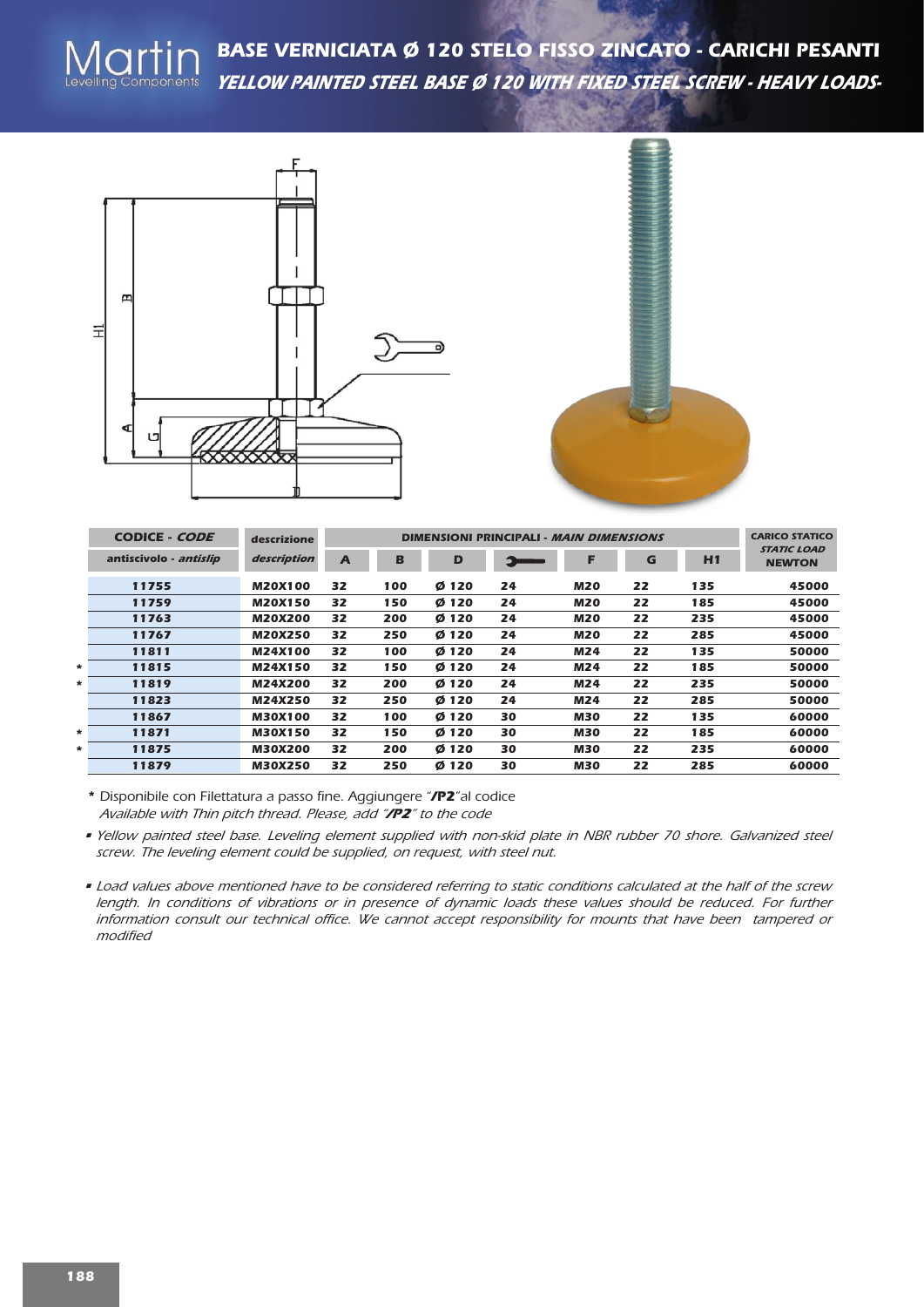# BASE VERNICIATA Ø 120 STELO FISSO ZINCATO - CARICHI PESANTI

## *YELLOW PAINTED STEEL BASE Ø 120 WITH FIXED STEEL SCREW - HEAVY LOADS-*

| | CODICE - *CODE* | descrizione | DIMENSIONI PRINCIPALI - *MAIN DIMENSIONS* | | | | | | | CARICO STATICO *STATIC LOAD* NEWTON |
|---|---|---|---|---|---|---|---|---|---|---|
| | antiscivolo - *antislip* | *description* | A | B | D | (wrench) | F | G | H1 | |
| | 11755 | M20X100 | 32 | 100 | Ø 120 | 24 | M20 | 22 | 135 | 45000 |
| | 11759 | M20X150 | 32 | 150 | Ø 120 | 24 | M20 | 22 | 185 | 45000 |
| | 11763 | M20X200 | 32 | 200 | Ø 120 | 24 | M20 | 22 | 235 | 45000 |
| | 11767 | M20X250 | 32 | 250 | Ø 120 | 24 | M20 | 22 | 285 | 45000 |
| | 11811 | M24X100 | 32 | 100 | Ø 120 | 24 | M24 | 22 | 135 | 50000 |
| * | 11815 | M24X150 | 32 | 150 | Ø 120 | 24 | M24 | 22 | 185 | 50000 |
| * | 11819 | M24X200 | 32 | 200 | Ø 120 | 24 | M24 | 22 | 235 | 50000 |
| | 11823 | M24X250 | 32 | 250 | Ø 120 | 24 | M24 | 22 | 285 | 50000 |
| | 11867 | M30X100 | 32 | 100 | Ø 120 | 30 | M30 | 22 | 135 | 60000 |
| * | 11871 | M30X150 | 32 | 150 | Ø 120 | 30 | M30 | 22 | 185 | 60000 |
| * | 11875 | M30X200 | 32 | 200 | Ø 120 | 30 | M30 | 22 | 235 | 60000 |
| | 11879 | M30X250 | 32 | 250 | Ø 120 | 30 | M30 | 22 | 285 | 60000 |

\* Disponibile con Filettatura a passo fine. Aggiungere "**/P2**"al codice
*Available with Thin pitch thread. Please, add "**/P2**" to the code*

- *Yellow painted steel base. Leveling element supplied with non-skid plate in NBR rubber 70 shore. Galvanized steel screw. The leveling element could be supplied, on request, with steel nut.*

- *Load values above mentioned have to be considered referring to static conditions calculated at the half of the screw length. In conditions of vibrations or in presence of dynamic loads these values should be reduced. For further information consult our technical office. We cannot accept responsibility for mounts that have been tampered or modified*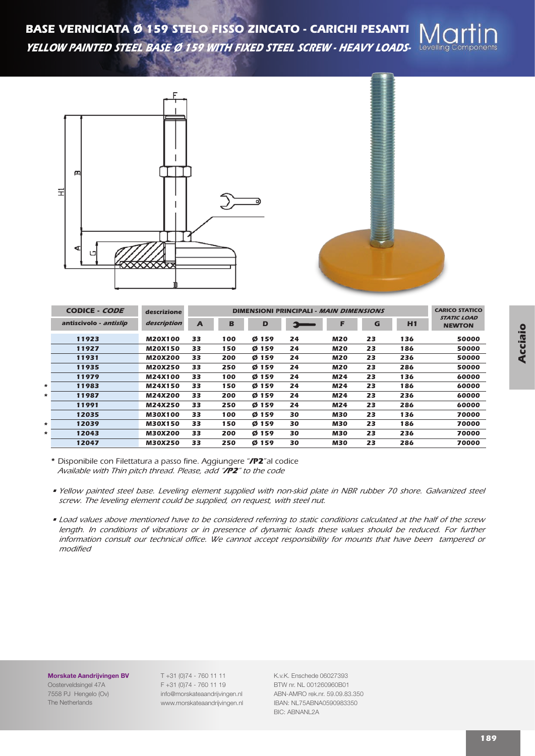# BASE VERNICIATA Ø 159 STELO FISSO ZINCATO - CARICHI PESANTI

## *YELLOW PAINTED STEEL BASE Ø 159 WITH FIXED STEEL SCREW - HEAVY LOADS-*

| | CODICE - *CODE* | descrizione | DIMENSIONI PRINCIPALI - *MAIN DIMENSIONS* | | | | | | | CARICO STATICO *STATIC LOAD* NEWTON |
|---|---|---|---|---|---|---|---|---|---|---|
| | antiscivolo - *antislip* | *description* | A | B | D | (wrench) | F | G | H1 | |
| | 11923 | M20X100 | 33 | 100 | Ø 159 | 24 | M20 | 23 | 136 | 50000 |
| | 11927 | M20X150 | 33 | 150 | Ø 159 | 24 | M20 | 23 | 186 | 50000 |
| | 11931 | M20X200 | 33 | 200 | Ø 159 | 24 | M20 | 23 | 236 | 50000 |
| | 11935 | M20X250 | 33 | 250 | Ø 159 | 24 | M20 | 23 | 286 | 50000 |
| | 11979 | M24X100 | 33 | 100 | Ø 159 | 24 | M24 | 23 | 136 | 60000 |
| * | 11983 | M24X150 | 33 | 150 | Ø 159 | 24 | M24 | 23 | 186 | 60000 |
| * | 11987 | M24X200 | 33 | 200 | Ø 159 | 24 | M24 | 23 | 236 | 60000 |
| | 11991 | M24X250 | 33 | 250 | Ø 159 | 24 | M24 | 23 | 286 | 60000 |
| | 12035 | M30X100 | 33 | 100 | Ø 159 | 30 | M30 | 23 | 136 | 70000 |
| * | 12039 | M30X150 | 33 | 150 | Ø 159 | 30 | M30 | 23 | 186 | 70000 |
| * | 12043 | M30X200 | 33 | 200 | Ø 159 | 30 | M30 | 23 | 236 | 70000 |
| | 12047 | M30X250 | 33 | 250 | Ø 159 | 30 | M30 | 23 | 286 | 70000 |

* Disponibile con Filettatura a passo fine. Aggiungere "**/P2**" al codice
*Available with Thin pitch thread. Please, add "**/P2**" to the code*

- *Yellow painted steel base. Leveling element supplied with non-skid plate in NBR rubber 70 shore. Galvanized steel screw. The leveling element could be supplied, on request, with steel nut.*

- *Load values above mentioned have to be considered referring to static conditions calculated at the half of the screw length. In conditions of vibrations or in presence of dynamic loads these values should be reduced. For further information consult our technical office. We cannot accept responsibility for mounts that have been tampered or modified*

**Morskate Aandrijvingen BV**
Oosterveldsingel 47A
7558 PJ Hengelo (Ov)
The Netherlands

T +31 (0)74 - 760 11 11
F +31 (0)74 - 760 11 19
info@morskateaandrijvingen.nl
www.morskateaandrijvingen.nl

K.v.K. Enschede 06027393
BTW nr. NL 001260960B01
ABN-AMRO rek.nr. 59.09.83.350
IBAN: NL75ABNA0590983350
BIC: ABNANL2A